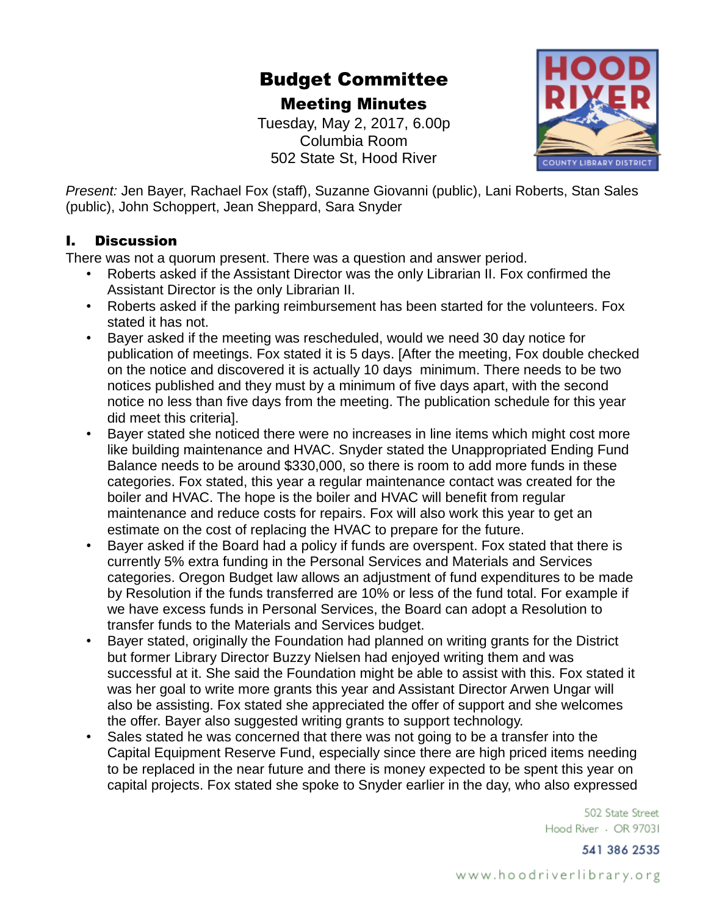# Budget Committee

## Meeting Minutes

Tuesday, May 2, 2017, 6.00p
Columbia Room
502 State St, Hood River

*Present:* Jen Bayer, Rachael Fox (staff), Suzanne Giovanni (public), Lani Roberts, Stan Sales (public), John Schoppert, Jean Sheppard, Sara Snyder

## I. Discussion

There was not a quorum present. There was a question and answer period.

- Roberts asked if the Assistant Director was the only Librarian II. Fox confirmed the Assistant Director is the only Librarian II.
- Roberts asked if the parking reimbursement has been started for the volunteers. Fox stated it has not.
- Bayer asked if the meeting was rescheduled, would we need 30 day notice for publication of meetings. Fox stated it is 5 days. [After the meeting, Fox double checked on the notice and discovered it is actually 10 days minimum. There needs to be two notices published and they must by a minimum of five days apart, with the second notice no less than five days from the meeting. The publication schedule for this year did meet this criteria].
- Bayer stated she noticed there were no increases in line items which might cost more like building maintenance and HVAC. Snyder stated the Unappropriated Ending Fund Balance needs to be around $330,000, so there is room to add more funds in these categories. Fox stated, this year a regular maintenance contact was created for the boiler and HVAC. The hope is the boiler and HVAC will benefit from regular maintenance and reduce costs for repairs. Fox will also work this year to get an estimate on the cost of replacing the HVAC to prepare for the future.
- Bayer asked if the Board had a policy if funds are overspent. Fox stated that there is currently 5% extra funding in the Personal Services and Materials and Services categories. Oregon Budget law allows an adjustment of fund expenditures to be made by Resolution if the funds transferred are 10% or less of the fund total. For example if we have excess funds in Personal Services, the Board can adopt a Resolution to transfer funds to the Materials and Services budget.
- Bayer stated, originally the Foundation had planned on writing grants for the District but former Library Director Buzzy Nielsen had enjoyed writing them and was successful at it. She said the Foundation might be able to assist with this. Fox stated it was her goal to write more grants this year and Assistant Director Arwen Ungar will also be assisting. Fox stated she appreciated the offer of support and she welcomes the offer. Bayer also suggested writing grants to support technology.
- Sales stated he was concerned that there was not going to be a transfer into the Capital Equipment Reserve Fund, especially since there are high priced items needing to be replaced in the near future and there is money expected to be spent this year on capital projects. Fox stated she spoke to Snyder earlier in the day, who also expressed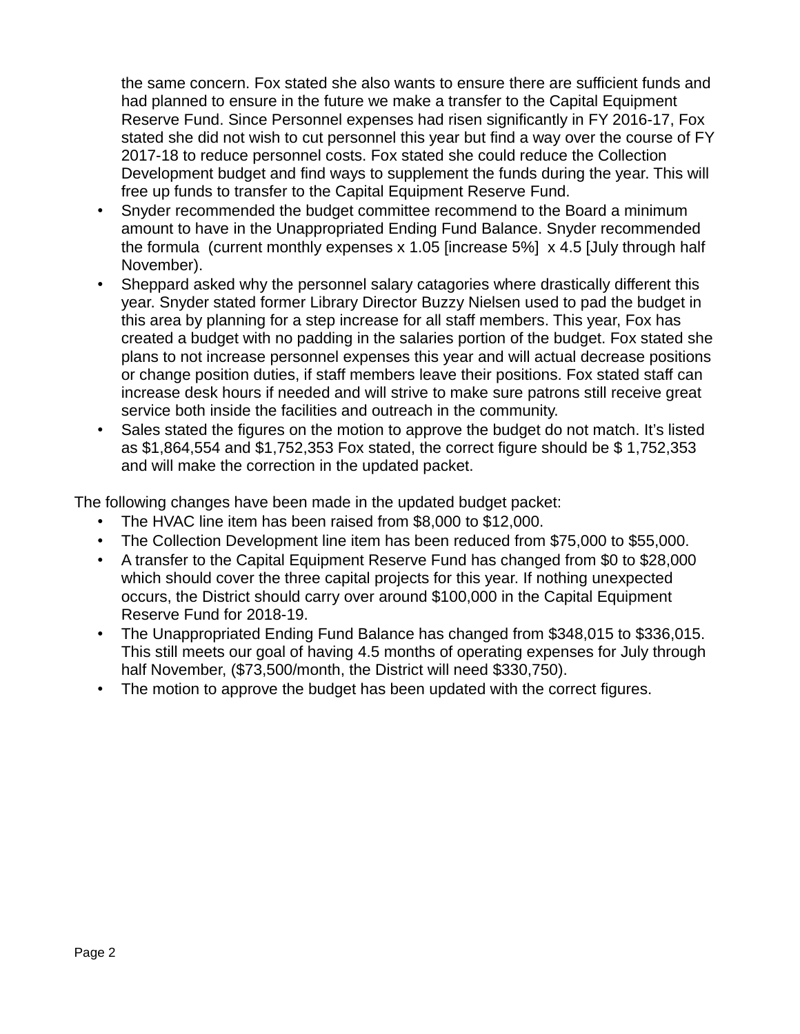the same concern. Fox stated she also wants to ensure there are sufficient funds and had planned to ensure in the future we make a transfer to the Capital Equipment Reserve Fund. Since Personnel expenses had risen significantly in FY 2016-17, Fox stated she did not wish to cut personnel this year but find a way over the course of FY 2017-18 to reduce personnel costs. Fox stated she could reduce the Collection Development budget and find ways to supplement the funds during the year. This will free up funds to transfer to the Capital Equipment Reserve Fund.

- Snyder recommended the budget committee recommend to the Board a minimum amount to have in the Unappropriated Ending Fund Balance. Snyder recommended the formula (current monthly expenses x 1.05 [increase 5%] x 4.5 [July through half November).
- Sheppard asked why the personnel salary catagories where drastically different this year. Snyder stated former Library Director Buzzy Nielsen used to pad the budget in this area by planning for a step increase for all staff members. This year, Fox has created a budget with no padding in the salaries portion of the budget. Fox stated she plans to not increase personnel expenses this year and will actual decrease positions or change position duties, if staff members leave their positions. Fox stated staff can increase desk hours if needed and will strive to make sure patrons still receive great service both inside the facilities and outreach in the community.
- Sales stated the figures on the motion to approve the budget do not match. It's listed as $1,864,554 and $1,752,353 Fox stated, the correct figure should be $ 1,752,353 and will make the correction in the updated packet.

The following changes have been made in the updated budget packet:

- The HVAC line item has been raised from $8,000 to $12,000.
- The Collection Development line item has been reduced from $75,000 to $55,000.
- A transfer to the Capital Equipment Reserve Fund has changed from $0 to $28,000 which should cover the three capital projects for this year. If nothing unexpected occurs, the District should carry over around $100,000 in the Capital Equipment Reserve Fund for 2018-19.
- The Unappropriated Ending Fund Balance has changed from $348,015 to $336,015. This still meets our goal of having 4.5 months of operating expenses for July through half November, ($73,500/month, the District will need $330,750).
- The motion to approve the budget has been updated with the correct figures.